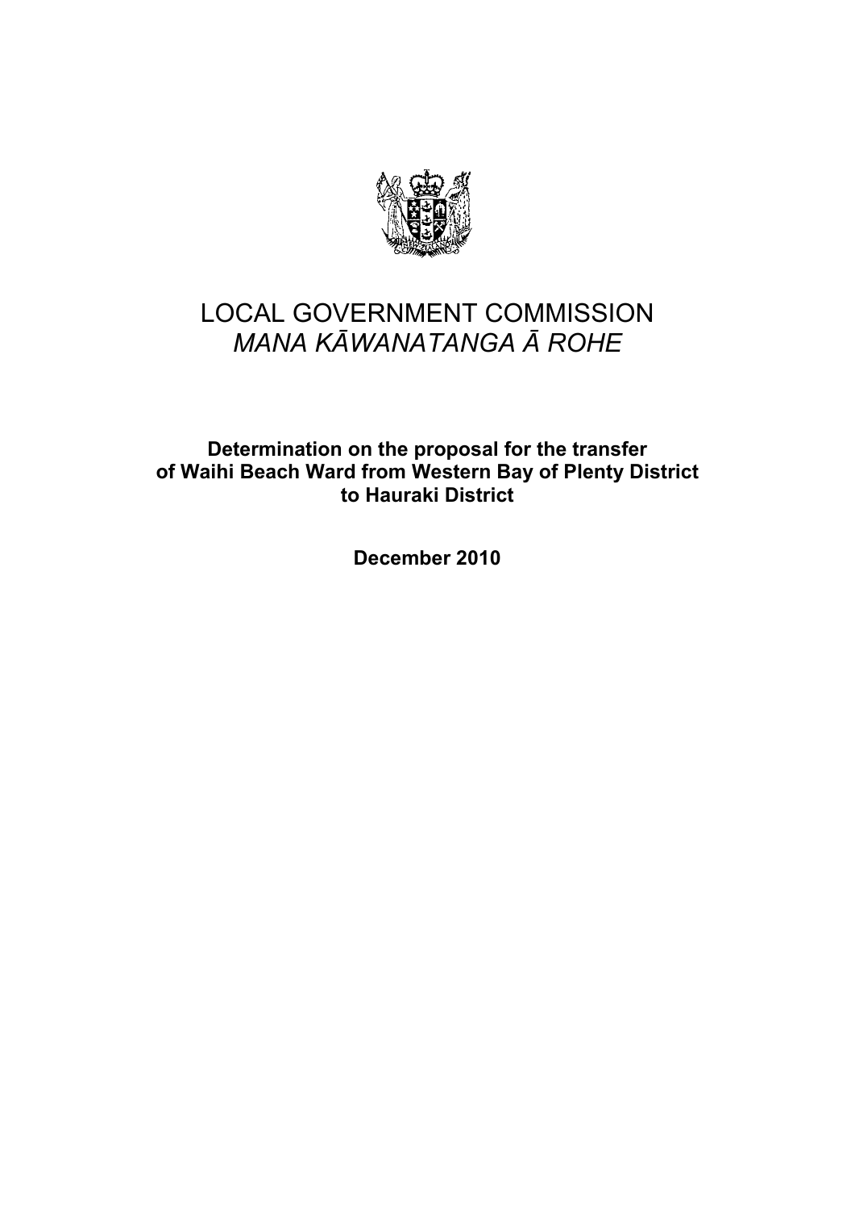# LOCAL GOVERNMENT COMMISSION
## *MANA KĀWANATANGA Ā ROHE*

**Determination on the proposal for the transfer of Waihi Beach Ward from Western Bay of Plenty District to Hauraki District**

**December 2010**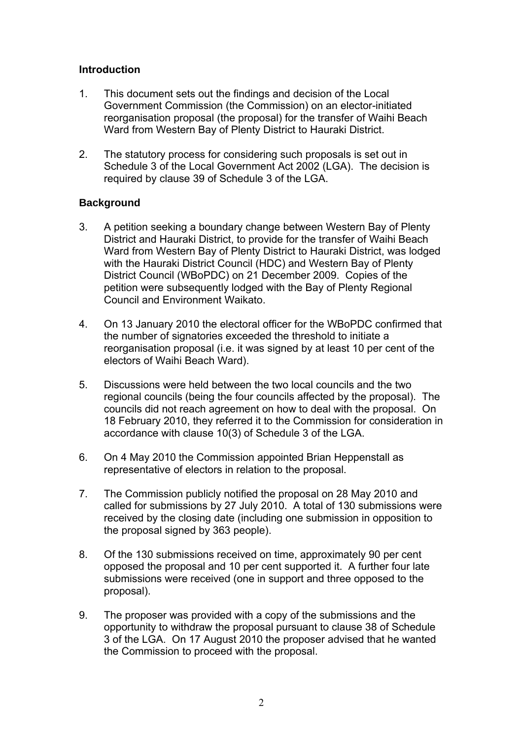## Introduction

1. This document sets out the findings and decision of the Local Government Commission (the Commission) on an elector-initiated reorganisation proposal (the proposal) for the transfer of Waihi Beach Ward from Western Bay of Plenty District to Hauraki District.

2. The statutory process for considering such proposals is set out in Schedule 3 of the Local Government Act 2002 (LGA). The decision is required by clause 39 of Schedule 3 of the LGA.

## Background

3. A petition seeking a boundary change between Western Bay of Plenty District and Hauraki District, to provide for the transfer of Waihi Beach Ward from Western Bay of Plenty District to Hauraki District, was lodged with the Hauraki District Council (HDC) and Western Bay of Plenty District Council (WBoPDC) on 21 December 2009. Copies of the petition were subsequently lodged with the Bay of Plenty Regional Council and Environment Waikato.

4. On 13 January 2010 the electoral officer for the WBoPDC confirmed that the number of signatories exceeded the threshold to initiate a reorganisation proposal (i.e. it was signed by at least 10 per cent of the electors of Waihi Beach Ward).

5. Discussions were held between the two local councils and the two regional councils (being the four councils affected by the proposal). The councils did not reach agreement on how to deal with the proposal. On 18 February 2010, they referred it to the Commission for consideration in accordance with clause 10(3) of Schedule 3 of the LGA.

6. On 4 May 2010 the Commission appointed Brian Heppenstall as representative of electors in relation to the proposal.

7. The Commission publicly notified the proposal on 28 May 2010 and called for submissions by 27 July 2010. A total of 130 submissions were received by the closing date (including one submission in opposition to the proposal signed by 363 people).

8. Of the 130 submissions received on time, approximately 90 per cent opposed the proposal and 10 per cent supported it. A further four late submissions were received (one in support and three opposed to the proposal).

9. The proposer was provided with a copy of the submissions and the opportunity to withdraw the proposal pursuant to clause 38 of Schedule 3 of the LGA. On 17 August 2010 the proposer advised that he wanted the Commission to proceed with the proposal.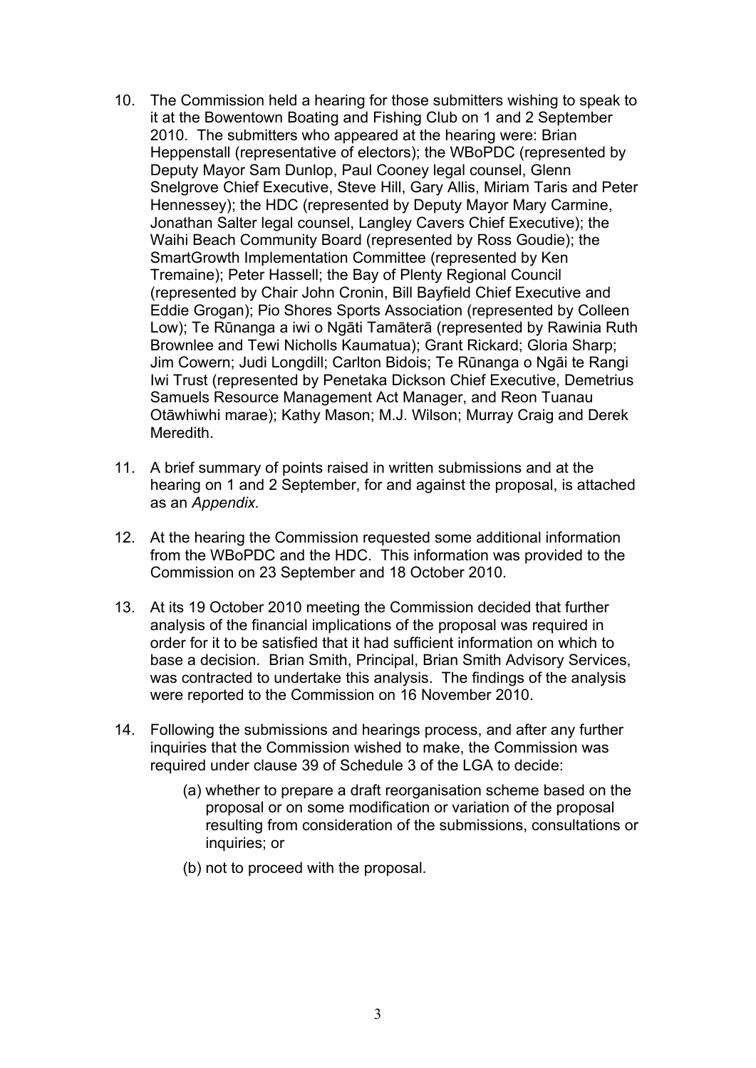10. The Commission held a hearing for those submitters wishing to speak to it at the Bowentown Boating and Fishing Club on 1 and 2 September 2010. The submitters who appeared at the hearing were: Brian Heppenstall (representative of electors); the WBoPDC (represented by Deputy Mayor Sam Dunlop, Paul Cooney legal counsel, Glenn Snelgrove Chief Executive, Steve Hill, Gary Allis, Miriam Taris and Peter Hennessey); the HDC (represented by Deputy Mayor Mary Carmine, Jonathan Salter legal counsel, Langley Cavers Chief Executive); the Waihi Beach Community Board (represented by Ross Goudie); the SmartGrowth Implementation Committee (represented by Ken Tremaine); Peter Hassell; the Bay of Plenty Regional Council (represented by Chair John Cronin, Bill Bayfield Chief Executive and Eddie Grogan); Pio Shores Sports Association (represented by Colleen Low); Te Rūnanga a iwi o Ngāti Tamāterā (represented by Rawinia Ruth Brownlee and Tewi Nicholls Kaumatua); Grant Rickard; Gloria Sharp; Jim Cowern; Judi Longdill; Carlton Bidois; Te Rūnanga o Ngāi te Rangi Iwi Trust (represented by Penetaka Dickson Chief Executive, Demetrius Samuels Resource Management Act Manager, and Reon Tuanau Otāwhiwhi marae); Kathy Mason; M.J. Wilson; Murray Craig and Derek Meredith.

11. A brief summary of points raised in written submissions and at the hearing on 1 and 2 September, for and against the proposal, is attached as an *Appendix*.

12. At the hearing the Commission requested some additional information from the WBoPDC and the HDC. This information was provided to the Commission on 23 September and 18 October 2010.

13. At its 19 October 2010 meeting the Commission decided that further analysis of the financial implications of the proposal was required in order for it to be satisfied that it had sufficient information on which to base a decision. Brian Smith, Principal, Brian Smith Advisory Services, was contracted to undertake this analysis. The findings of the analysis were reported to the Commission on 16 November 2010.

14. Following the submissions and hearings process, and after any further inquiries that the Commission wished to make, the Commission was required under clause 39 of Schedule 3 of the LGA to decide:

    (a) whether to prepare a draft reorganisation scheme based on the proposal or on some modification or variation of the proposal resulting from consideration of the submissions, consultations or inquiries; or

    (b) not to proceed with the proposal.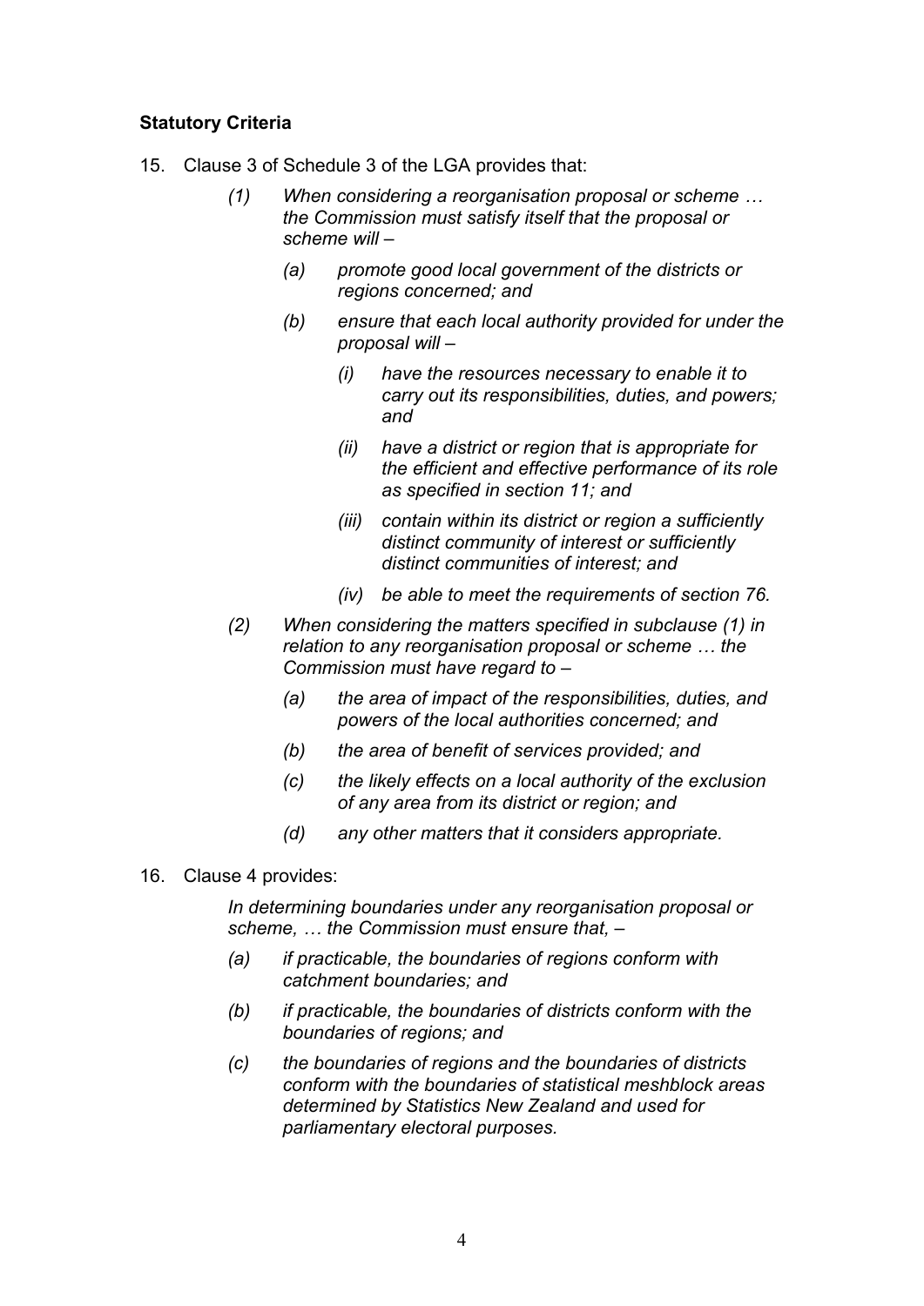**Statutory Criteria**

15. Clause 3 of Schedule 3 of the LGA provides that:

    *(1) When considering a reorganisation proposal or scheme … the Commission must satisfy itself that the proposal or scheme will –*

    *(a) promote good local government of the districts or regions concerned; and*

    *(b) ensure that each local authority provided for under the proposal will –*

    *(i) have the resources necessary to enable it to carry out its responsibilities, duties, and powers; and*

    *(ii) have a district or region that is appropriate for the efficient and effective performance of its role as specified in section 11; and*

    *(iii) contain within its district or region a sufficiently distinct community of interest or sufficiently distinct communities of interest; and*

    *(iv) be able to meet the requirements of section 76.*

    *(2) When considering the matters specified in subclause (1) in relation to any reorganisation proposal or scheme … the Commission must have regard to –*

    *(a) the area of impact of the responsibilities, duties, and powers of the local authorities concerned; and*

    *(b) the area of benefit of services provided; and*

    *(c) the likely effects on a local authority of the exclusion of any area from its district or region; and*

    *(d) any other matters that it considers appropriate.*

16. Clause 4 provides:

    *In determining boundaries under any reorganisation proposal or scheme, … the Commission must ensure that, –*

    *(a) if practicable, the boundaries of regions conform with catchment boundaries; and*

    *(b) if practicable, the boundaries of districts conform with the boundaries of regions; and*

    *(c) the boundaries of regions and the boundaries of districts conform with the boundaries of statistical meshblock areas determined by Statistics New Zealand and used for parliamentary electoral purposes.*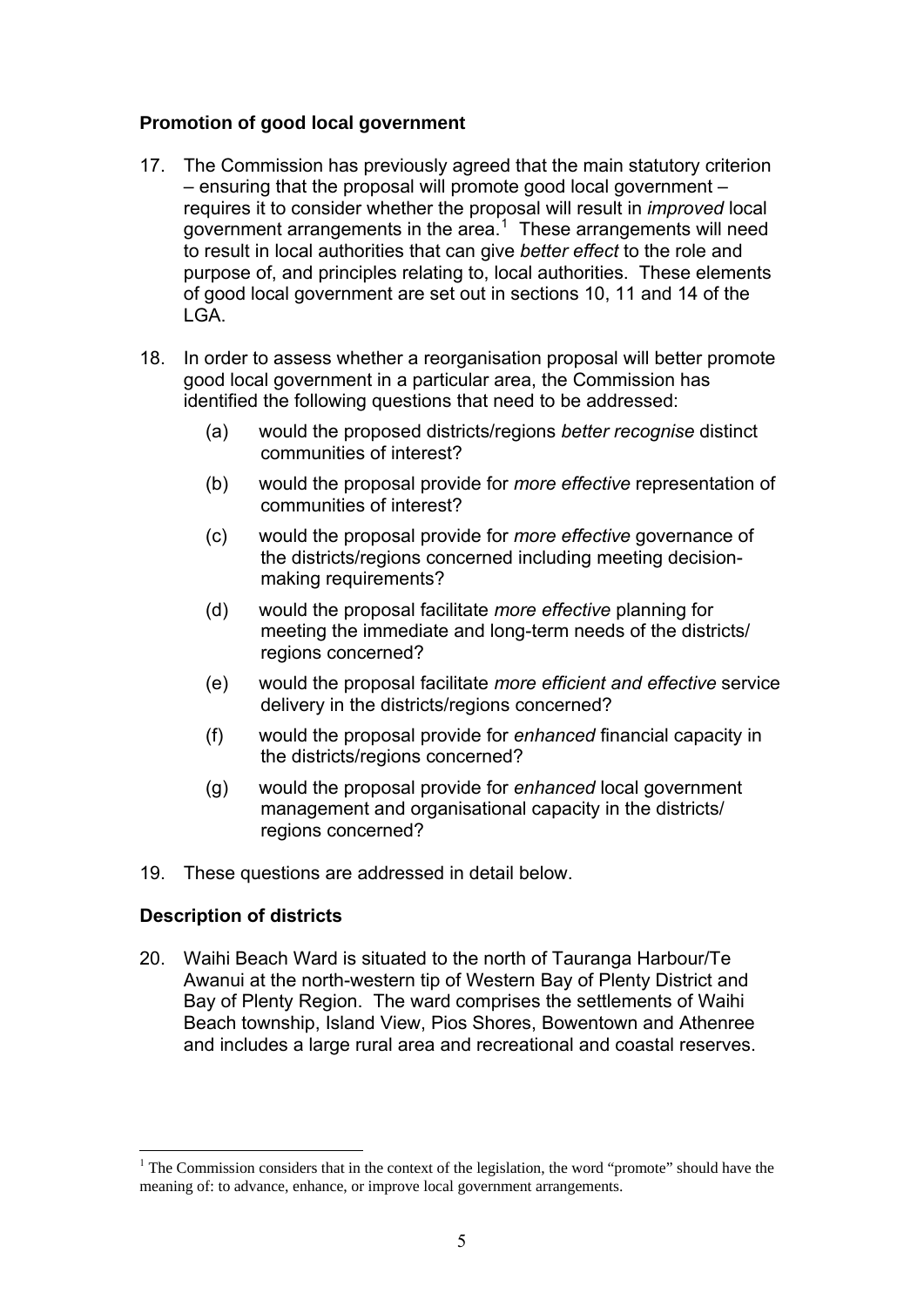## Promotion of good local government

17. The Commission has previously agreed that the main statutory criterion – ensuring that the proposal will promote good local government – requires it to consider whether the proposal will result in *improved* local government arrangements in the area.[1] These arrangements will need to result in local authorities that can give *better effect* to the role and purpose of, and principles relating to, local authorities. These elements of good local government are set out in sections 10, 11 and 14 of the LGA.

18. In order to assess whether a reorganisation proposal will better promote good local government in a particular area, the Commission has identified the following questions that need to be addressed:

    (a) would the proposed districts/regions *better recognise* distinct communities of interest?

    (b) would the proposal provide for *more effective* representation of communities of interest?

    (c) would the proposal provide for *more effective* governance of the districts/regions concerned including meeting decision-making requirements?

    (d) would the proposal facilitate *more effective* planning for meeting the immediate and long-term needs of the districts/ regions concerned?

    (e) would the proposal facilitate *more efficient and effective* service delivery in the districts/regions concerned?

    (f) would the proposal provide for *enhanced* financial capacity in the districts/regions concerned?

    (g) would the proposal provide for *enhanced* local government management and organisational capacity in the districts/ regions concerned?

19. These questions are addressed in detail below.

## Description of districts

20. Waihi Beach Ward is situated to the north of Tauranga Harbour/Te Awanui at the north-western tip of Western Bay of Plenty District and Bay of Plenty Region. The ward comprises the settlements of Waihi Beach township, Island View, Pios Shores, Bowentown and Athenree and includes a large rural area and recreational and coastal reserves.

---

[1] The Commission considers that in the context of the legislation, the word "promote" should have the meaning of: to advance, enhance, or improve local government arrangements.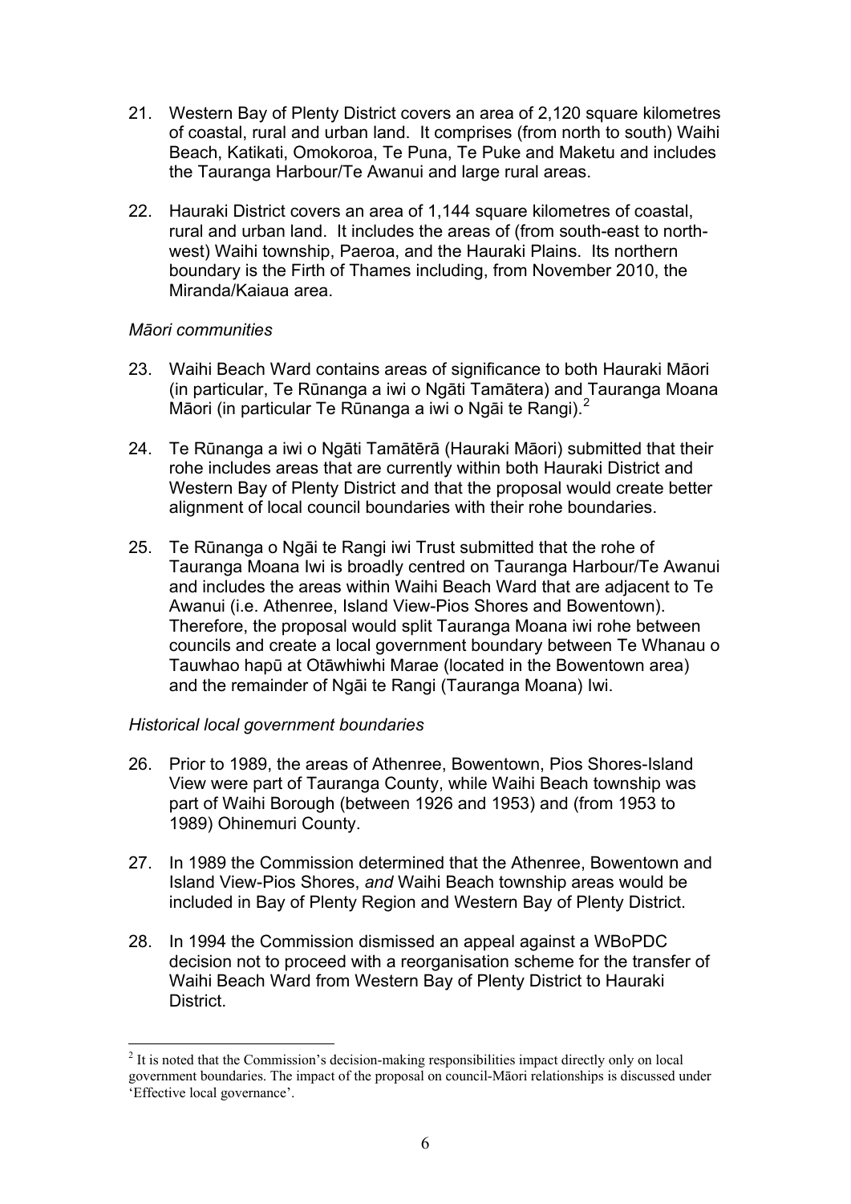21. Western Bay of Plenty District covers an area of 2,120 square kilometres of coastal, rural and urban land. It comprises (from north to south) Waihi Beach, Katikati, Omokoroa, Te Puna, Te Puke and Maketu and includes the Tauranga Harbour/Te Awanui and large rural areas.

22. Hauraki District covers an area of 1,144 square kilometres of coastal, rural and urban land. It includes the areas of (from south-east to north-west) Waihi township, Paeroa, and the Hauraki Plains. Its northern boundary is the Firth of Thames including, from November 2010, the Miranda/Kaiaua area.

*Māori communities*

23. Waihi Beach Ward contains areas of significance to both Hauraki Māori (in particular, Te Rūnanga a iwi o Ngāti Tamātera) and Tauranga Moana Māori (in particular Te Rūnanga a iwi o Ngāi te Rangi).[2]

24. Te Rūnanga a iwi o Ngāti Tamātērā (Hauraki Māori) submitted that their rohe includes areas that are currently within both Hauraki District and Western Bay of Plenty District and that the proposal would create better alignment of local council boundaries with their rohe boundaries.

25. Te Rūnanga o Ngāi te Rangi iwi Trust submitted that the rohe of Tauranga Moana Iwi is broadly centred on Tauranga Harbour/Te Awanui and includes the areas within Waihi Beach Ward that are adjacent to Te Awanui (i.e. Athenree, Island View-Pios Shores and Bowentown). Therefore, the proposal would split Tauranga Moana iwi rohe between councils and create a local government boundary between Te Whanau o Tauwhao hapū at Otāwhiwhi Marae (located in the Bowentown area) and the remainder of Ngāi te Rangi (Tauranga Moana) Iwi.

*Historical local government boundaries*

26. Prior to 1989, the areas of Athenree, Bowentown, Pios Shores-Island View were part of Tauranga County, while Waihi Beach township was part of Waihi Borough (between 1926 and 1953) and (from 1953 to 1989) Ohinemuri County.

27. In 1989 the Commission determined that the Athenree, Bowentown and Island View-Pios Shores, *and* Waihi Beach township areas would be included in Bay of Plenty Region and Western Bay of Plenty District.

28. In 1994 the Commission dismissed an appeal against a WBoPDC decision not to proceed with a reorganisation scheme for the transfer of Waihi Beach Ward from Western Bay of Plenty District to Hauraki District.

[2] It is noted that the Commission's decision-making responsibilities impact directly only on local government boundaries. The impact of the proposal on council-Māori relationships is discussed under 'Effective local governance'.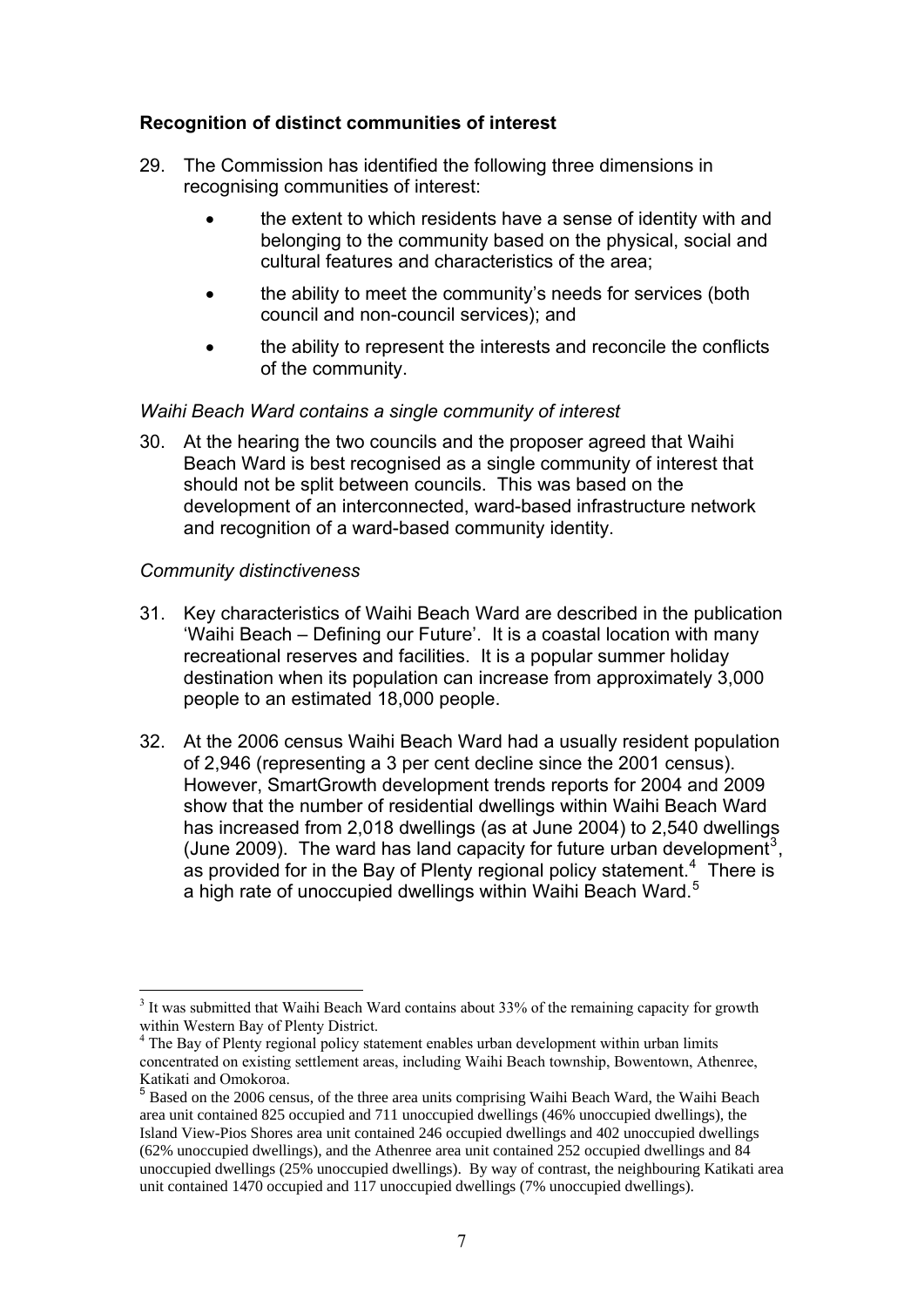### Recognition of distinct communities of interest

29. The Commission has identified the following three dimensions in recognising communities of interest:

    - the extent to which residents have a sense of identity with and belonging to the community based on the physical, social and cultural features and characteristics of the area;
    - the ability to meet the community's needs for services (both council and non-council services); and
    - the ability to represent the interests and reconcile the conflicts of the community.

*Waihi Beach Ward contains a single community of interest*

30. At the hearing the two councils and the proposer agreed that Waihi Beach Ward is best recognised as a single community of interest that should not be split between councils. This was based on the development of an interconnected, ward-based infrastructure network and recognition of a ward-based community identity.

*Community distinctiveness*

31. Key characteristics of Waihi Beach Ward are described in the publication 'Waihi Beach – Defining our Future'. It is a coastal location with many recreational reserves and facilities. It is a popular summer holiday destination when its population can increase from approximately 3,000 people to an estimated 18,000 people.

32. At the 2006 census Waihi Beach Ward had a usually resident population of 2,946 (representing a 3 per cent decline since the 2001 census). However, SmartGrowth development trends reports for 2004 and 2009 show that the number of residential dwellings within Waihi Beach Ward has increased from 2,018 dwellings (as at June 2004) to 2,540 dwellings (June 2009). The ward has land capacity for future urban development[3], as provided for in the Bay of Plenty regional policy statement.[4] There is a high rate of unoccupied dwellings within Waihi Beach Ward.[5]

---

[3] It was submitted that Waihi Beach Ward contains about 33% of the remaining capacity for growth within Western Bay of Plenty District.

[4] The Bay of Plenty regional policy statement enables urban development within urban limits concentrated on existing settlement areas, including Waihi Beach township, Bowentown, Athenree, Katikati and Omokoroa.

[5] Based on the 2006 census, of the three area units comprising Waihi Beach Ward, the Waihi Beach area unit contained 825 occupied and 711 unoccupied dwellings (46% unoccupied dwellings), the Island View-Pios Shores area unit contained 246 occupied dwellings and 402 unoccupied dwellings (62% unoccupied dwellings), and the Athenree area unit contained 252 occupied dwellings and 84 unoccupied dwellings (25% unoccupied dwellings). By way of contrast, the neighbouring Katikati area unit contained 1470 occupied and 117 unoccupied dwellings (7% unoccupied dwellings).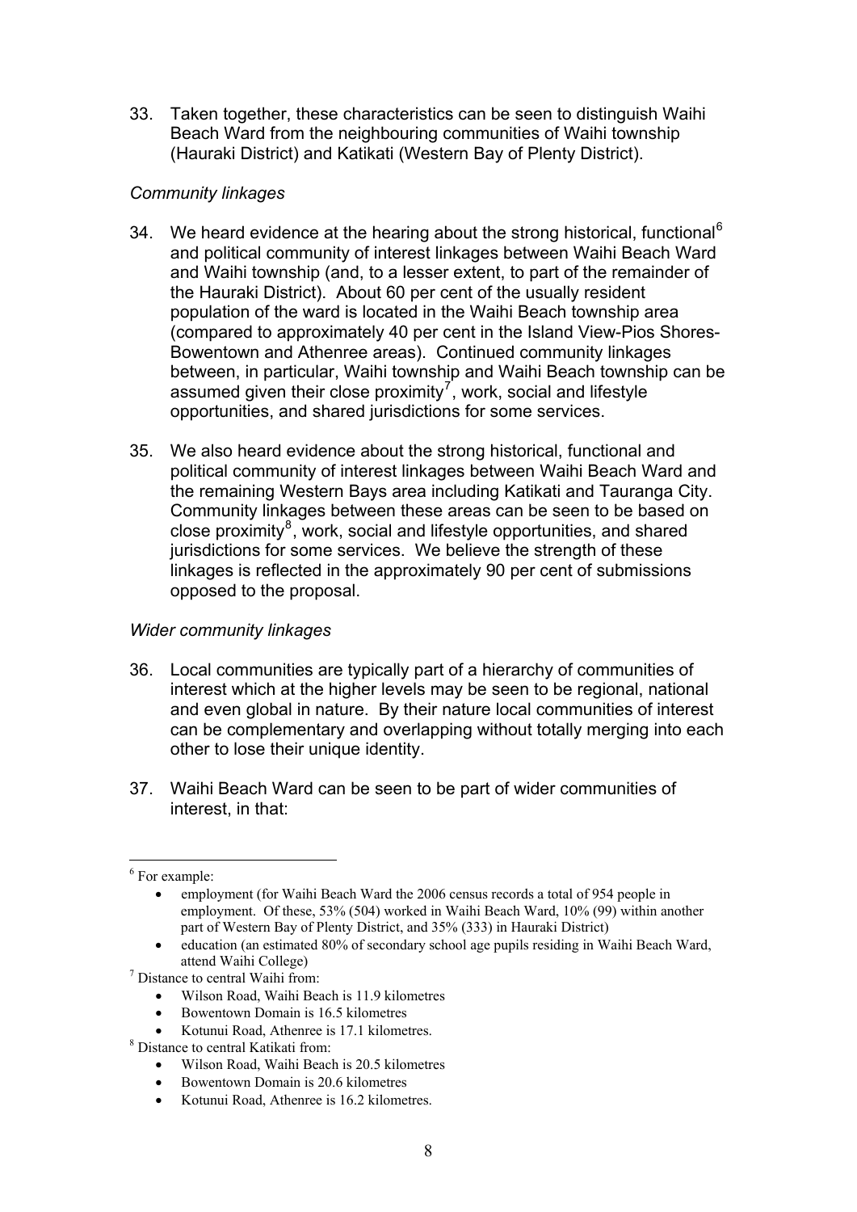33. Taken together, these characteristics can be seen to distinguish Waihi Beach Ward from the neighbouring communities of Waihi township (Hauraki District) and Katikati (Western Bay of Plenty District).

*Community linkages*

34. We heard evidence at the hearing about the strong historical, functional[6] and political community of interest linkages between Waihi Beach Ward and Waihi township (and, to a lesser extent, to part of the remainder of the Hauraki District). About 60 per cent of the usually resident population of the ward is located in the Waihi Beach township area (compared to approximately 40 per cent in the Island View-Pios Shores-Bowentown and Athenree areas). Continued community linkages between, in particular, Waihi township and Waihi Beach township can be assumed given their close proximity[7], work, social and lifestyle opportunities, and shared jurisdictions for some services.

35. We also heard evidence about the strong historical, functional and political community of interest linkages between Waihi Beach Ward and the remaining Western Bays area including Katikati and Tauranga City. Community linkages between these areas can be seen to be based on close proximity[8], work, social and lifestyle opportunities, and shared jurisdictions for some services. We believe the strength of these linkages is reflected in the approximately 90 per cent of submissions opposed to the proposal.

*Wider community linkages*

36. Local communities are typically part of a hierarchy of communities of interest which at the higher levels may be seen to be regional, national and even global in nature. By their nature local communities of interest can be complementary and overlapping without totally merging into each other to lose their unique identity.

37. Waihi Beach Ward can be seen to be part of wider communities of interest, in that:

---

[6] For example:

- employment (for Waihi Beach Ward the 2006 census records a total of 954 people in employment. Of these, 53% (504) worked in Waihi Beach Ward, 10% (99) within another part of Western Bay of Plenty District, and 35% (333) in Hauraki District)
- education (an estimated 80% of secondary school age pupils residing in Waihi Beach Ward, attend Waihi College)

[7] Distance to central Waihi from:

- Wilson Road, Waihi Beach is 11.9 kilometres
- Bowentown Domain is 16.5 kilometres
- Kotunui Road, Athenree is 17.1 kilometres.

[8] Distance to central Katikati from:

- Wilson Road, Waihi Beach is 20.5 kilometres
- Bowentown Domain is 20.6 kilometres
- Kotunui Road, Athenree is 16.2 kilometres.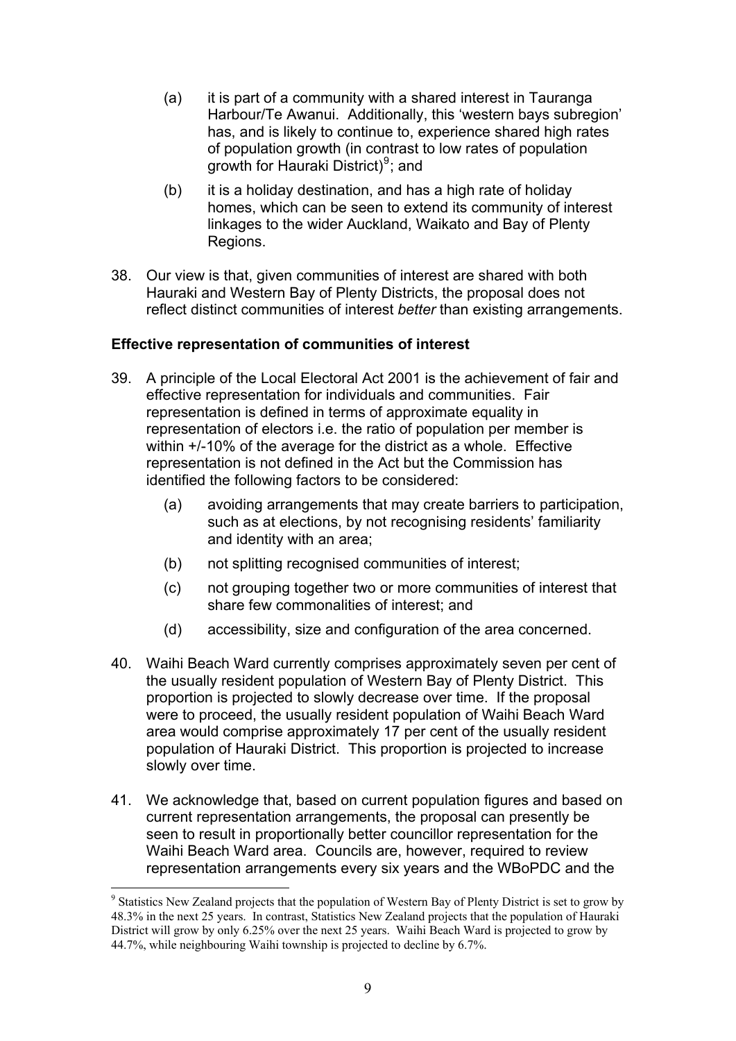(a) it is part of a community with a shared interest in Tauranga Harbour/Te Awanui. Additionally, this 'western bays subregion' has, and is likely to continue to, experience shared high rates of population growth (in contrast to low rates of population growth for Hauraki District)[9]; and

(b) it is a holiday destination, and has a high rate of holiday homes, which can be seen to extend its community of interest linkages to the wider Auckland, Waikato and Bay of Plenty Regions.

38. Our view is that, given communities of interest are shared with both Hauraki and Western Bay of Plenty Districts, the proposal does not reflect distinct communities of interest *better* than existing arrangements.

**Effective representation of communities of interest**

39. A principle of the Local Electoral Act 2001 is the achievement of fair and effective representation for individuals and communities. Fair representation is defined in terms of approximate equality in representation of electors i.e. the ratio of population per member is within +/-10% of the average for the district as a whole. Effective representation is not defined in the Act but the Commission has identified the following factors to be considered:

    (a) avoiding arrangements that may create barriers to participation, such as at elections, by not recognising residents' familiarity and identity with an area;

    (b) not splitting recognised communities of interest;

    (c) not grouping together two or more communities of interest that share few commonalities of interest; and

    (d) accessibility, size and configuration of the area concerned.

40. Waihi Beach Ward currently comprises approximately seven per cent of the usually resident population of Western Bay of Plenty District. This proportion is projected to slowly decrease over time. If the proposal were to proceed, the usually resident population of Waihi Beach Ward area would comprise approximately 17 per cent of the usually resident population of Hauraki District. This proportion is projected to increase slowly over time.

41. We acknowledge that, based on current population figures and based on current representation arrangements, the proposal can presently be seen to result in proportionally better councillor representation for the Waihi Beach Ward area. Councils are, however, required to review representation arrangements every six years and the WBoPDC and the

---

[9] Statistics New Zealand projects that the population of Western Bay of Plenty District is set to grow by 48.3% in the next 25 years. In contrast, Statistics New Zealand projects that the population of Hauraki District will grow by only 6.25% over the next 25 years. Waihi Beach Ward is projected to grow by 44.7%, while neighbouring Waihi township is projected to decline by 6.7%.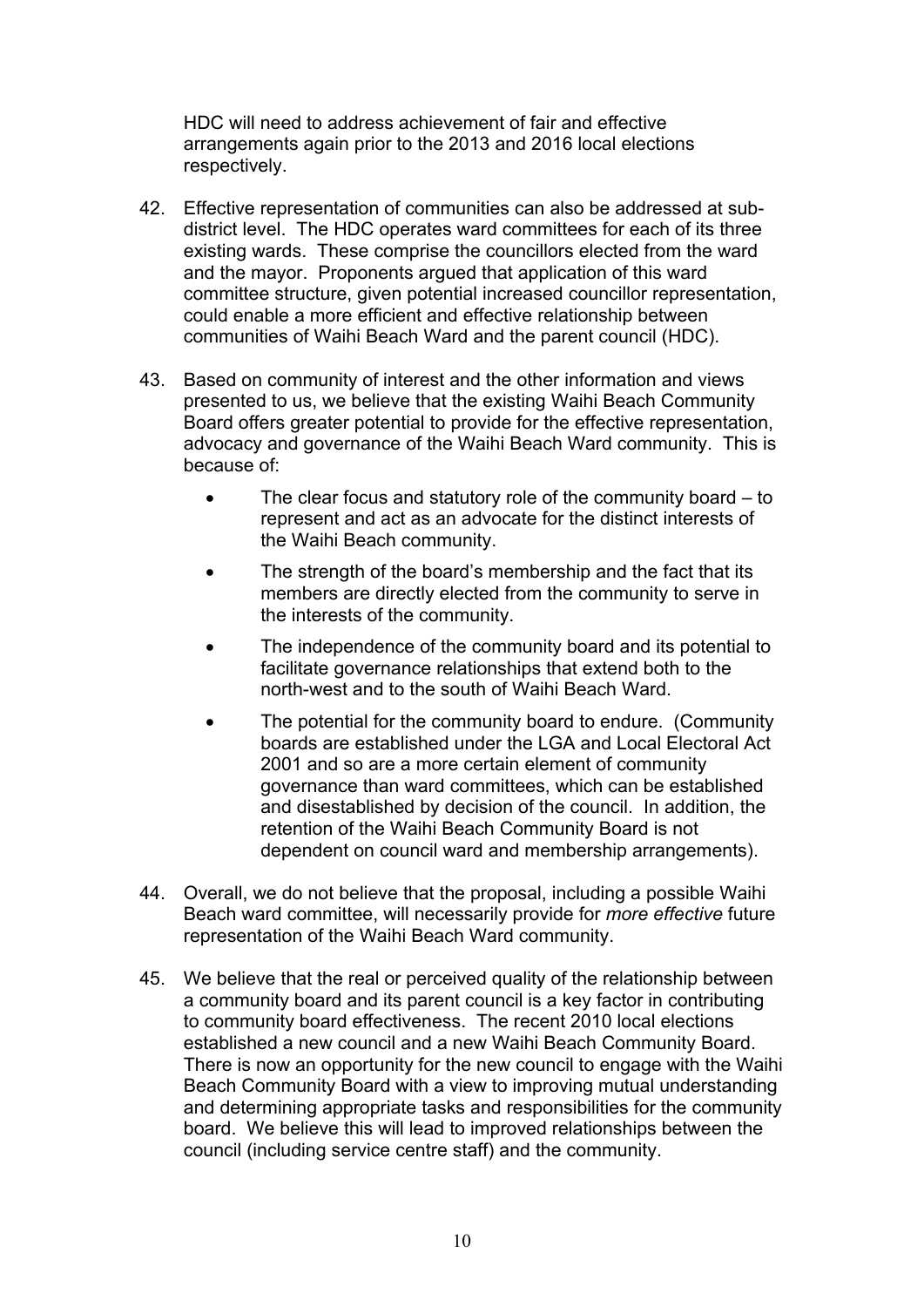HDC will need to address achievement of fair and effective arrangements again prior to the 2013 and 2016 local elections respectively.

42. Effective representation of communities can also be addressed at sub-district level. The HDC operates ward committees for each of its three existing wards. These comprise the councillors elected from the ward and the mayor. Proponents argued that application of this ward committee structure, given potential increased councillor representation, could enable a more efficient and effective relationship between communities of Waihi Beach Ward and the parent council (HDC).

43. Based on community of interest and the other information and views presented to us, we believe that the existing Waihi Beach Community Board offers greater potential to provide for the effective representation, advocacy and governance of the Waihi Beach Ward community. This is because of:

    - The clear focus and statutory role of the community board – to represent and act as an advocate for the distinct interests of the Waihi Beach community.
    - The strength of the board's membership and the fact that its members are directly elected from the community to serve in the interests of the community.
    - The independence of the community board and its potential to facilitate governance relationships that extend both to the north-west and to the south of Waihi Beach Ward.
    - The potential for the community board to endure. (Community boards are established under the LGA and Local Electoral Act 2001 and so are a more certain element of community governance than ward committees, which can be established and disestablished by decision of the council. In addition, the retention of the Waihi Beach Community Board is not dependent on council ward and membership arrangements).

44. Overall, we do not believe that the proposal, including a possible Waihi Beach ward committee, will necessarily provide for *more effective* future representation of the Waihi Beach Ward community.

45. We believe that the real or perceived quality of the relationship between a community board and its parent council is a key factor in contributing to community board effectiveness. The recent 2010 local elections established a new council and a new Waihi Beach Community Board. There is now an opportunity for the new council to engage with the Waihi Beach Community Board with a view to improving mutual understanding and determining appropriate tasks and responsibilities for the community board. We believe this will lead to improved relationships between the council (including service centre staff) and the community.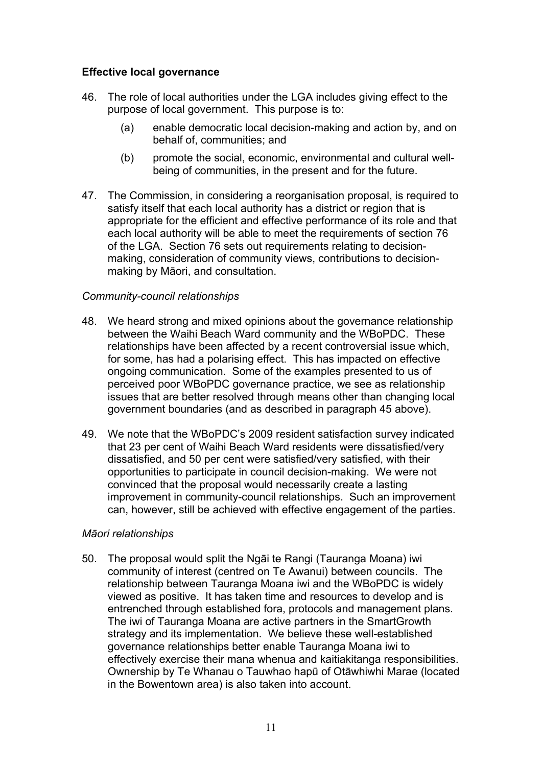### Effective local governance

46. The role of local authorities under the LGA includes giving effect to the purpose of local government. This purpose is to:

    (a) enable democratic local decision-making and action by, and on behalf of, communities; and

    (b) promote the social, economic, environmental and cultural well-being of communities, in the present and for the future.

47. The Commission, in considering a reorganisation proposal, is required to satisfy itself that each local authority has a district or region that is appropriate for the efficient and effective performance of its role and that each local authority will be able to meet the requirements of section 76 of the LGA. Section 76 sets out requirements relating to decision-making, consideration of community views, contributions to decision-making by Māori, and consultation.

*Community-council relationships*

48. We heard strong and mixed opinions about the governance relationship between the Waihi Beach Ward community and the WBoPDC. These relationships have been affected by a recent controversial issue which, for some, has had a polarising effect. This has impacted on effective ongoing communication. Some of the examples presented to us of perceived poor WBoPDC governance practice, we see as relationship issues that are better resolved through means other than changing local government boundaries (and as described in paragraph 45 above).

49. We note that the WBoPDC's 2009 resident satisfaction survey indicated that 23 per cent of Waihi Beach Ward residents were dissatisfied/very dissatisfied, and 50 per cent were satisfied/very satisfied, with their opportunities to participate in council decision-making. We were not convinced that the proposal would necessarily create a lasting improvement in community-council relationships. Such an improvement can, however, still be achieved with effective engagement of the parties.

*Māori relationships*

50. The proposal would split the Ngāi te Rangi (Tauranga Moana) iwi community of interest (centred on Te Awanui) between councils. The relationship between Tauranga Moana iwi and the WBoPDC is widely viewed as positive. It has taken time and resources to develop and is entrenched through established fora, protocols and management plans. The iwi of Tauranga Moana are active partners in the SmartGrowth strategy and its implementation. We believe these well-established governance relationships better enable Tauranga Moana iwi to effectively exercise their mana whenua and kaitiakitanga responsibilities. Ownership by Te Whanau o Tauwhao hapū of Otāwhiwhi Marae (located in the Bowentown area) is also taken into account.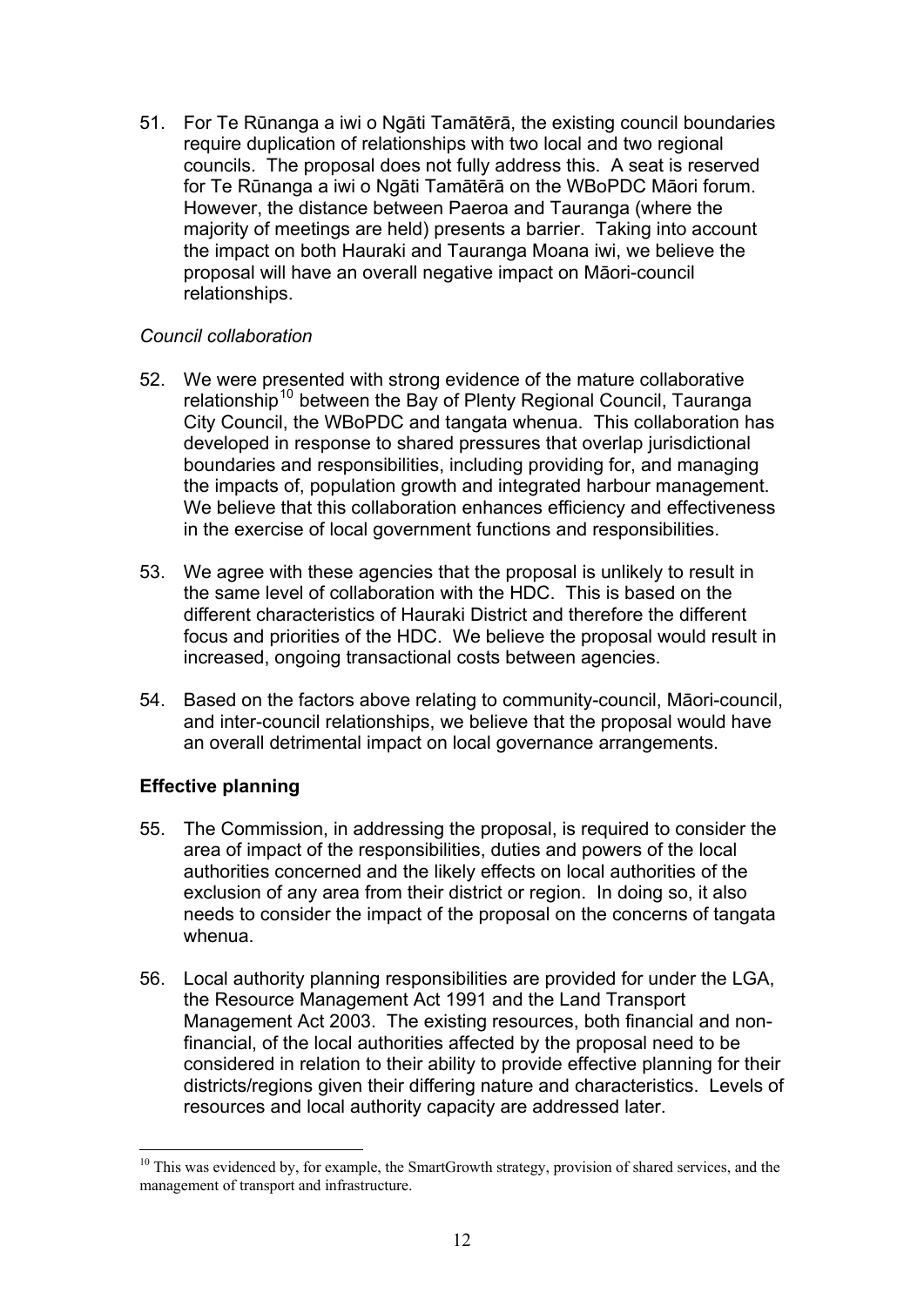51. For Te Rūnanga a iwi o Ngāti Tamātērā, the existing council boundaries require duplication of relationships with two local and two regional councils. The proposal does not fully address this. A seat is reserved for Te Rūnanga a iwi o Ngāti Tamātērā on the WBoPDC Māori forum. However, the distance between Paeroa and Tauranga (where the majority of meetings are held) presents a barrier. Taking into account the impact on both Hauraki and Tauranga Moana iwi, we believe the proposal will have an overall negative impact on Māori-council relationships.

*Council collaboration*

52. We were presented with strong evidence of the mature collaborative relationship[10] between the Bay of Plenty Regional Council, Tauranga City Council, the WBoPDC and tangata whenua. This collaboration has developed in response to shared pressures that overlap jurisdictional boundaries and responsibilities, including providing for, and managing the impacts of, population growth and integrated harbour management. We believe that this collaboration enhances efficiency and effectiveness in the exercise of local government functions and responsibilities.

53. We agree with these agencies that the proposal is unlikely to result in the same level of collaboration with the HDC. This is based on the different characteristics of Hauraki District and therefore the different focus and priorities of the HDC. We believe the proposal would result in increased, ongoing transactional costs between agencies.

54. Based on the factors above relating to community-council, Māori-council, and inter-council relationships, we believe that the proposal would have an overall detrimental impact on local governance arrangements.

**Effective planning**

55. The Commission, in addressing the proposal, is required to consider the area of impact of the responsibilities, duties and powers of the local authorities concerned and the likely effects on local authorities of the exclusion of any area from their district or region. In doing so, it also needs to consider the impact of the proposal on the concerns of tangata whenua.

56. Local authority planning responsibilities are provided for under the LGA, the Resource Management Act 1991 and the Land Transport Management Act 2003. The existing resources, both financial and non-financial, of the local authorities affected by the proposal need to be considered in relation to their ability to provide effective planning for their districts/regions given their differing nature and characteristics. Levels of resources and local authority capacity are addressed later.

[10] This was evidenced by, for example, the SmartGrowth strategy, provision of shared services, and the management of transport and infrastructure.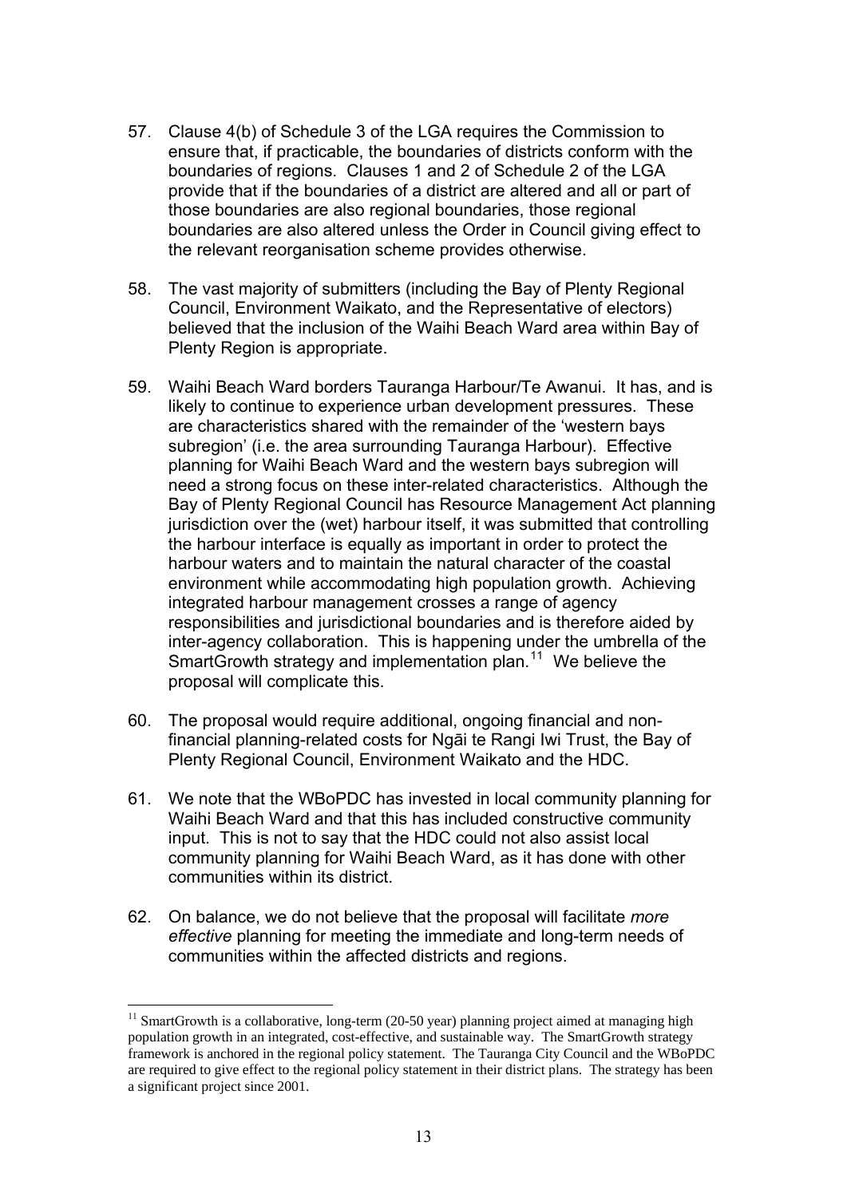57. Clause 4(b) of Schedule 3 of the LGA requires the Commission to ensure that, if practicable, the boundaries of districts conform with the boundaries of regions. Clauses 1 and 2 of Schedule 2 of the LGA provide that if the boundaries of a district are altered and all or part of those boundaries are also regional boundaries, those regional boundaries are also altered unless the Order in Council giving effect to the relevant reorganisation scheme provides otherwise.

58. The vast majority of submitters (including the Bay of Plenty Regional Council, Environment Waikato, and the Representative of electors) believed that the inclusion of the Waihi Beach Ward area within Bay of Plenty Region is appropriate.

59. Waihi Beach Ward borders Tauranga Harbour/Te Awanui. It has, and is likely to continue to experience urban development pressures. These are characteristics shared with the remainder of the 'western bays subregion' (i.e. the area surrounding Tauranga Harbour). Effective planning for Waihi Beach Ward and the western bays subregion will need a strong focus on these inter-related characteristics. Although the Bay of Plenty Regional Council has Resource Management Act planning jurisdiction over the (wet) harbour itself, it was submitted that controlling the harbour interface is equally as important in order to protect the harbour waters and to maintain the natural character of the coastal environment while accommodating high population growth. Achieving integrated harbour management crosses a range of agency responsibilities and jurisdictional boundaries and is therefore aided by inter-agency collaboration. This is happening under the umbrella of the SmartGrowth strategy and implementation plan.[11] We believe the proposal will complicate this.

60. The proposal would require additional, ongoing financial and non-financial planning-related costs for Ngāi te Rangi Iwi Trust, the Bay of Plenty Regional Council, Environment Waikato and the HDC.

61. We note that the WBoPDC has invested in local community planning for Waihi Beach Ward and that this has included constructive community input. This is not to say that the HDC could not also assist local community planning for Waihi Beach Ward, as it has done with other communities within its district.

62. On balance, we do not believe that the proposal will facilitate *more effective* planning for meeting the immediate and long-term needs of communities within the affected districts and regions.

---

[11] SmartGrowth is a collaborative, long-term (20-50 year) planning project aimed at managing high population growth in an integrated, cost-effective, and sustainable way. The SmartGrowth strategy framework is anchored in the regional policy statement. The Tauranga City Council and the WBoPDC are required to give effect to the regional policy statement in their district plans. The strategy has been a significant project since 2001.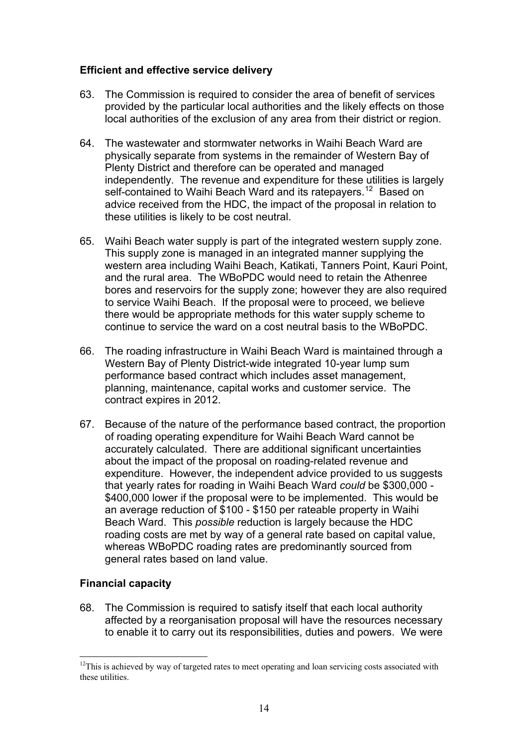**Efficient and effective service delivery**

63. The Commission is required to consider the area of benefit of services provided by the particular local authorities and the likely effects on those local authorities of the exclusion of any area from their district or region.

64. The wastewater and stormwater networks in Waihi Beach Ward are physically separate from systems in the remainder of Western Bay of Plenty District and therefore can be operated and managed independently. The revenue and expenditure for these utilities is largely self-contained to Waihi Beach Ward and its ratepayers.[12] Based on advice received from the HDC, the impact of the proposal in relation to these utilities is likely to be cost neutral.

65. Waihi Beach water supply is part of the integrated western supply zone. This supply zone is managed in an integrated manner supplying the western area including Waihi Beach, Katikati, Tanners Point, Kauri Point, and the rural area. The WBoPDC would need to retain the Athenree bores and reservoirs for the supply zone; however they are also required to service Waihi Beach. If the proposal were to proceed, we believe there would be appropriate methods for this water supply scheme to continue to service the ward on a cost neutral basis to the WBoPDC.

66. The roading infrastructure in Waihi Beach Ward is maintained through a Western Bay of Plenty District-wide integrated 10-year lump sum performance based contract which includes asset management, planning, maintenance, capital works and customer service. The contract expires in 2012.

67. Because of the nature of the performance based contract, the proportion of roading operating expenditure for Waihi Beach Ward cannot be accurately calculated. There are additional significant uncertainties about the impact of the proposal on roading-related revenue and expenditure. However, the independent advice provided to us suggests that yearly rates for roading in Waihi Beach Ward *could* be $300,000 - $400,000 lower if the proposal were to be implemented. This would be an average reduction of $100 - $150 per rateable property in Waihi Beach Ward. This *possible* reduction is largely because the HDC roading costs are met by way of a general rate based on capital value, whereas WBoPDC roading rates are predominantly sourced from general rates based on land value.

**Financial capacity**

68. The Commission is required to satisfy itself that each local authority affected by a reorganisation proposal will have the resources necessary to enable it to carry out its responsibilities, duties and powers. We were

---

[12] This is achieved by way of targeted rates to meet operating and loan servicing costs associated with these utilities.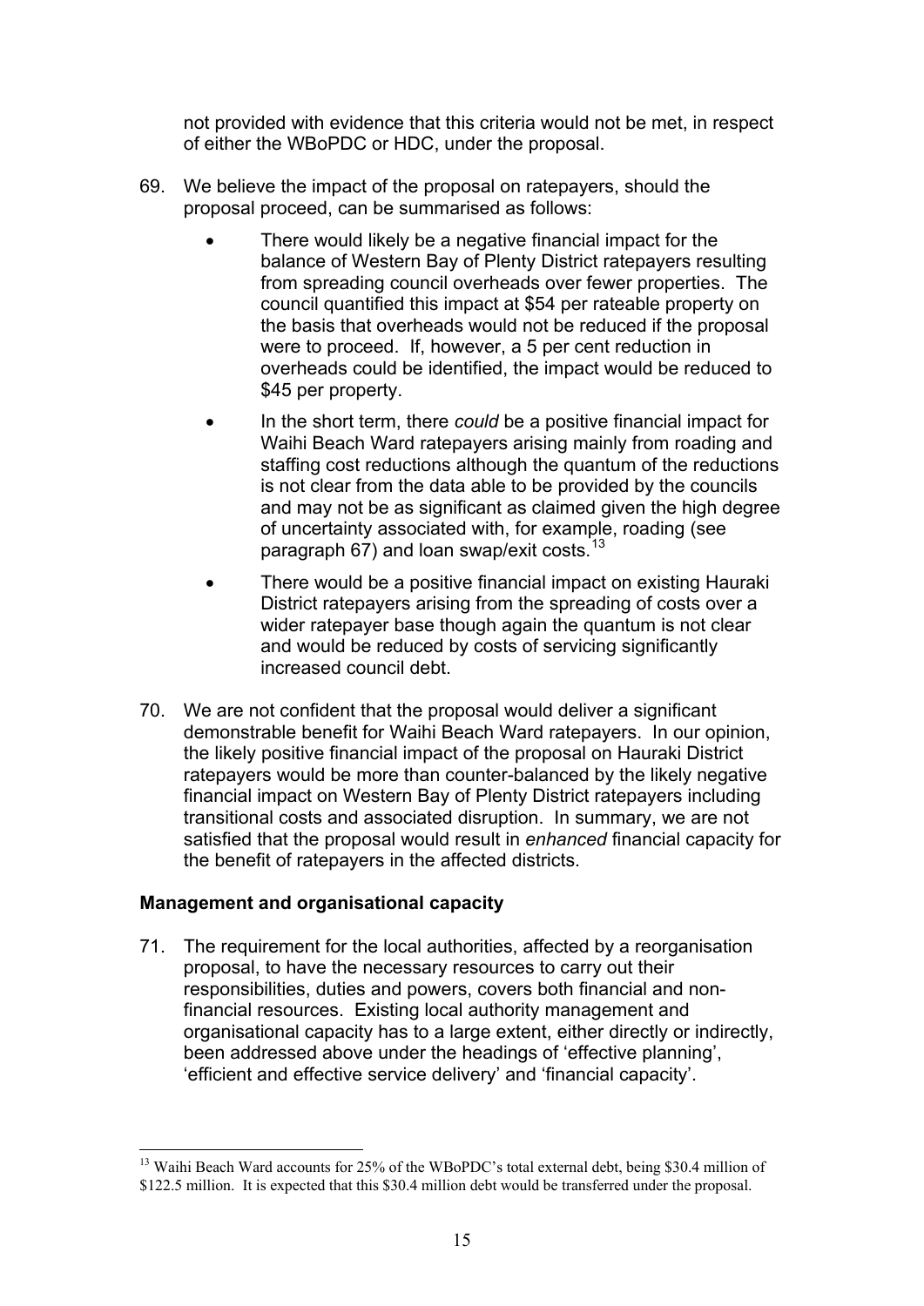not provided with evidence that this criteria would not be met, in respect of either the WBoPDC or HDC, under the proposal.

69. We believe the impact of the proposal on ratepayers, should the proposal proceed, can be summarised as follows:

    - There would likely be a negative financial impact for the balance of Western Bay of Plenty District ratepayers resulting from spreading council overheads over fewer properties. The council quantified this impact at $54 per rateable property on the basis that overheads would not be reduced if the proposal were to proceed. If, however, a 5 per cent reduction in overheads could be identified, the impact would be reduced to $45 per property.
    - In the short term, there *could* be a positive financial impact for Waihi Beach Ward ratepayers arising mainly from roading and staffing cost reductions although the quantum of the reductions is not clear from the data able to be provided by the councils and may not be as significant as claimed given the high degree of uncertainty associated with, for example, roading (see paragraph 67) and loan swap/exit costs.[13]
    - There would be a positive financial impact on existing Hauraki District ratepayers arising from the spreading of costs over a wider ratepayer base though again the quantum is not clear and would be reduced by costs of servicing significantly increased council debt.

70. We are not confident that the proposal would deliver a significant demonstrable benefit for Waihi Beach Ward ratepayers. In our opinion, the likely positive financial impact of the proposal on Hauraki District ratepayers would be more than counter-balanced by the likely negative financial impact on Western Bay of Plenty District ratepayers including transitional costs and associated disruption. In summary, we are not satisfied that the proposal would result in *enhanced* financial capacity for the benefit of ratepayers in the affected districts.

**Management and organisational capacity**

71. The requirement for the local authorities, affected by a reorganisation proposal, to have the necessary resources to carry out their responsibilities, duties and powers, covers both financial and non-financial resources. Existing local authority management and organisational capacity has to a large extent, either directly or indirectly, been addressed above under the headings of 'effective planning', 'efficient and effective service delivery' and 'financial capacity'.

---

[13] Waihi Beach Ward accounts for 25% of the WBoPDC's total external debt, being $30.4 million of $122.5 million. It is expected that this $30.4 million debt would be transferred under the proposal.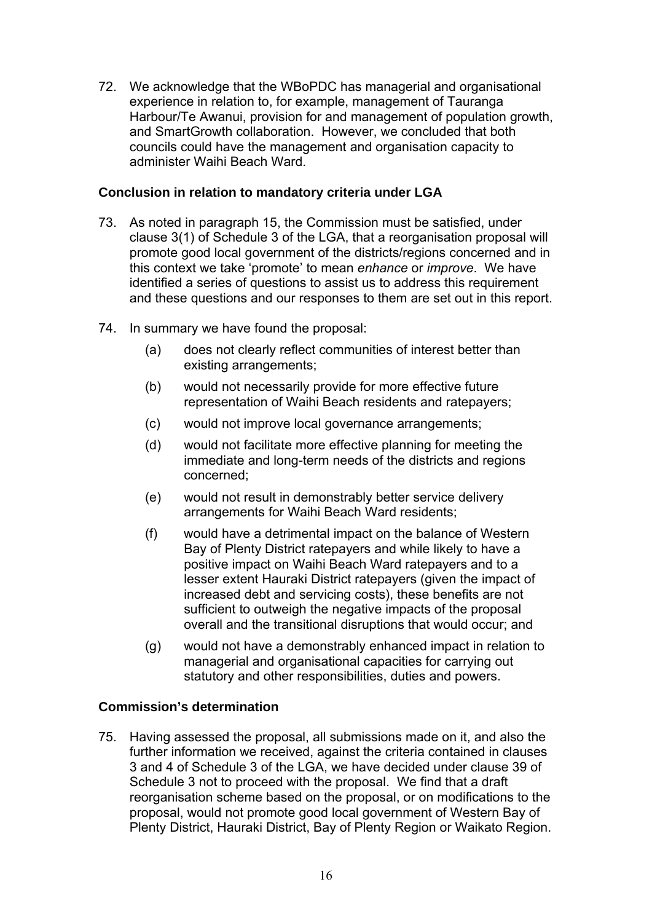72. We acknowledge that the WBoPDC has managerial and organisational experience in relation to, for example, management of Tauranga Harbour/Te Awanui, provision for and management of population growth, and SmartGrowth collaboration. However, we concluded that both councils could have the management and organisation capacity to administer Waihi Beach Ward.

### Conclusion in relation to mandatory criteria under LGA

73. As noted in paragraph 15, the Commission must be satisfied, under clause 3(1) of Schedule 3 of the LGA, that a reorganisation proposal will promote good local government of the districts/regions concerned and in this context we take 'promote' to mean *enhance* or *improve*. We have identified a series of questions to assist us to address this requirement and these questions and our responses to them are set out in this report.

74. In summary we have found the proposal:

    (a) does not clearly reflect communities of interest better than existing arrangements;

    (b) would not necessarily provide for more effective future representation of Waihi Beach residents and ratepayers;

    (c) would not improve local governance arrangements;

    (d) would not facilitate more effective planning for meeting the immediate and long-term needs of the districts and regions concerned;

    (e) would not result in demonstrably better service delivery arrangements for Waihi Beach Ward residents;

    (f) would have a detrimental impact on the balance of Western Bay of Plenty District ratepayers and while likely to have a positive impact on Waihi Beach Ward ratepayers and to a lesser extent Hauraki District ratepayers (given the impact of increased debt and servicing costs), these benefits are not sufficient to outweigh the negative impacts of the proposal overall and the transitional disruptions that would occur; and

    (g) would not have a demonstrably enhanced impact in relation to managerial and organisational capacities for carrying out statutory and other responsibilities, duties and powers.

### Commission's determination

75. Having assessed the proposal, all submissions made on it, and also the further information we received, against the criteria contained in clauses 3 and 4 of Schedule 3 of the LGA, we have decided under clause 39 of Schedule 3 not to proceed with the proposal. We find that a draft reorganisation scheme based on the proposal, or on modifications to the proposal, would not promote good local government of Western Bay of Plenty District, Hauraki District, Bay of Plenty Region or Waikato Region.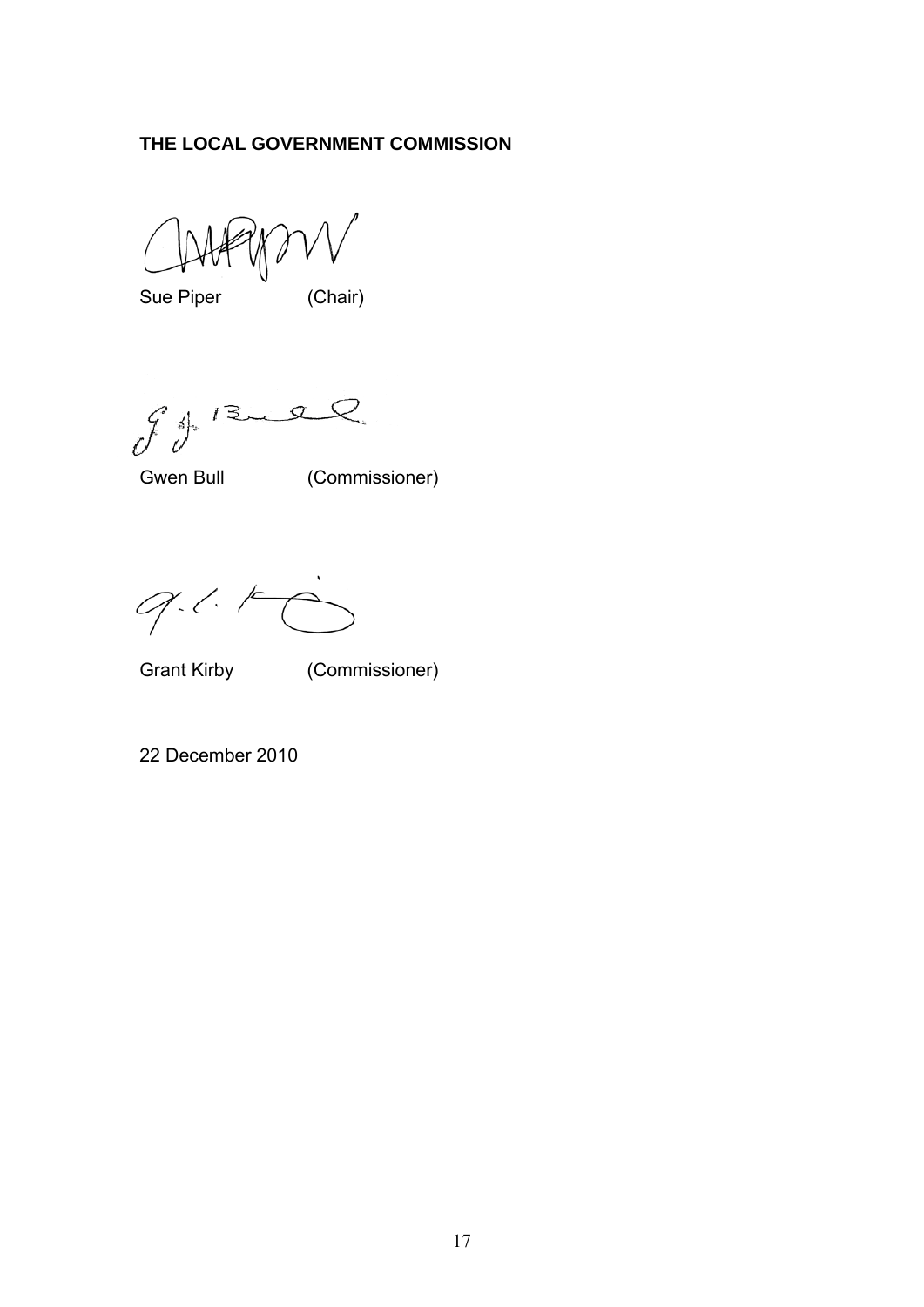**THE LOCAL GOVERNMENT COMMISSION**

Sue Piper (Chair)

Gwen Bull (Commissioner)

Grant Kirby (Commissioner)

22 December 2010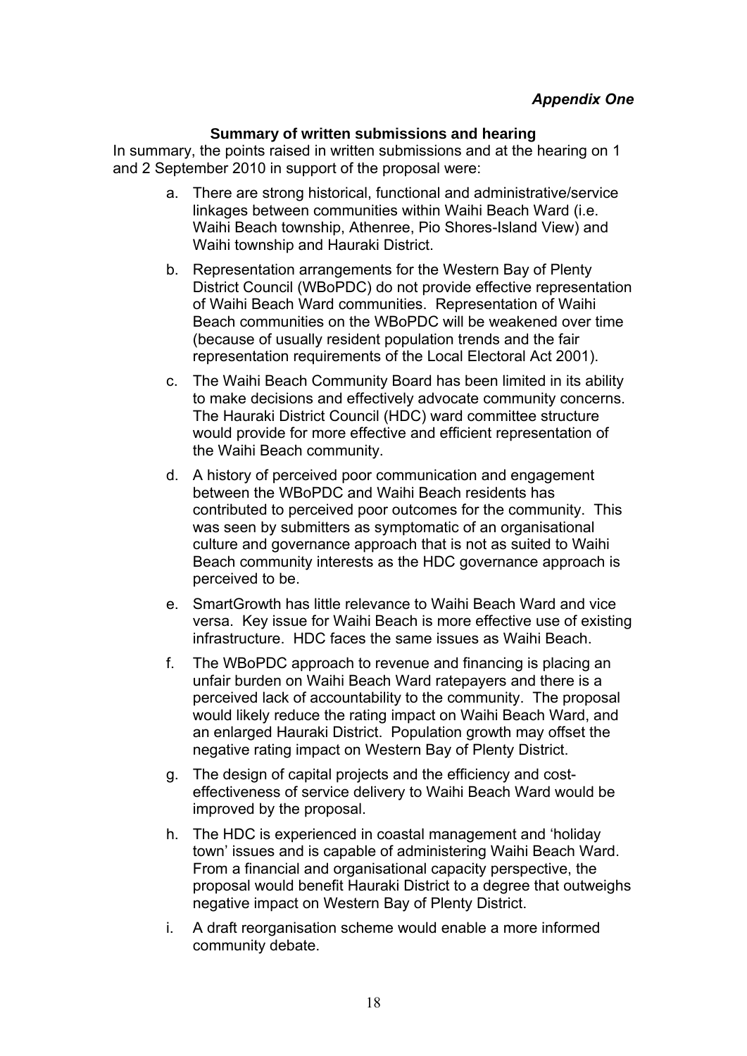*Appendix One*

**Summary of written submissions and hearing**

In summary, the points raised in written submissions and at the hearing on 1 and 2 September 2010 in support of the proposal were:

a. There are strong historical, functional and administrative/service linkages between communities within Waihi Beach Ward (i.e. Waihi Beach township, Athenree, Pio Shores-Island View) and Waihi township and Hauraki District.

b. Representation arrangements for the Western Bay of Plenty District Council (WBoPDC) do not provide effective representation of Waihi Beach Ward communities. Representation of Waihi Beach communities on the WBoPDC will be weakened over time (because of usually resident population trends and the fair representation requirements of the Local Electoral Act 2001).

c. The Waihi Beach Community Board has been limited in its ability to make decisions and effectively advocate community concerns. The Hauraki District Council (HDC) ward committee structure would provide for more effective and efficient representation of the Waihi Beach community.

d. A history of perceived poor communication and engagement between the WBoPDC and Waihi Beach residents has contributed to perceived poor outcomes for the community. This was seen by submitters as symptomatic of an organisational culture and governance approach that is not as suited to Waihi Beach community interests as the HDC governance approach is perceived to be.

e. SmartGrowth has little relevance to Waihi Beach Ward and vice versa. Key issue for Waihi Beach is more effective use of existing infrastructure. HDC faces the same issues as Waihi Beach.

f. The WBoPDC approach to revenue and financing is placing an unfair burden on Waihi Beach Ward ratepayers and there is a perceived lack of accountability to the community. The proposal would likely reduce the rating impact on Waihi Beach Ward, and an enlarged Hauraki District. Population growth may offset the negative rating impact on Western Bay of Plenty District.

g. The design of capital projects and the efficiency and cost-effectiveness of service delivery to Waihi Beach Ward would be improved by the proposal.

h. The HDC is experienced in coastal management and 'holiday town' issues and is capable of administering Waihi Beach Ward. From a financial and organisational capacity perspective, the proposal would benefit Hauraki District to a degree that outweighs negative impact on Western Bay of Plenty District.

i. A draft reorganisation scheme would enable a more informed community debate.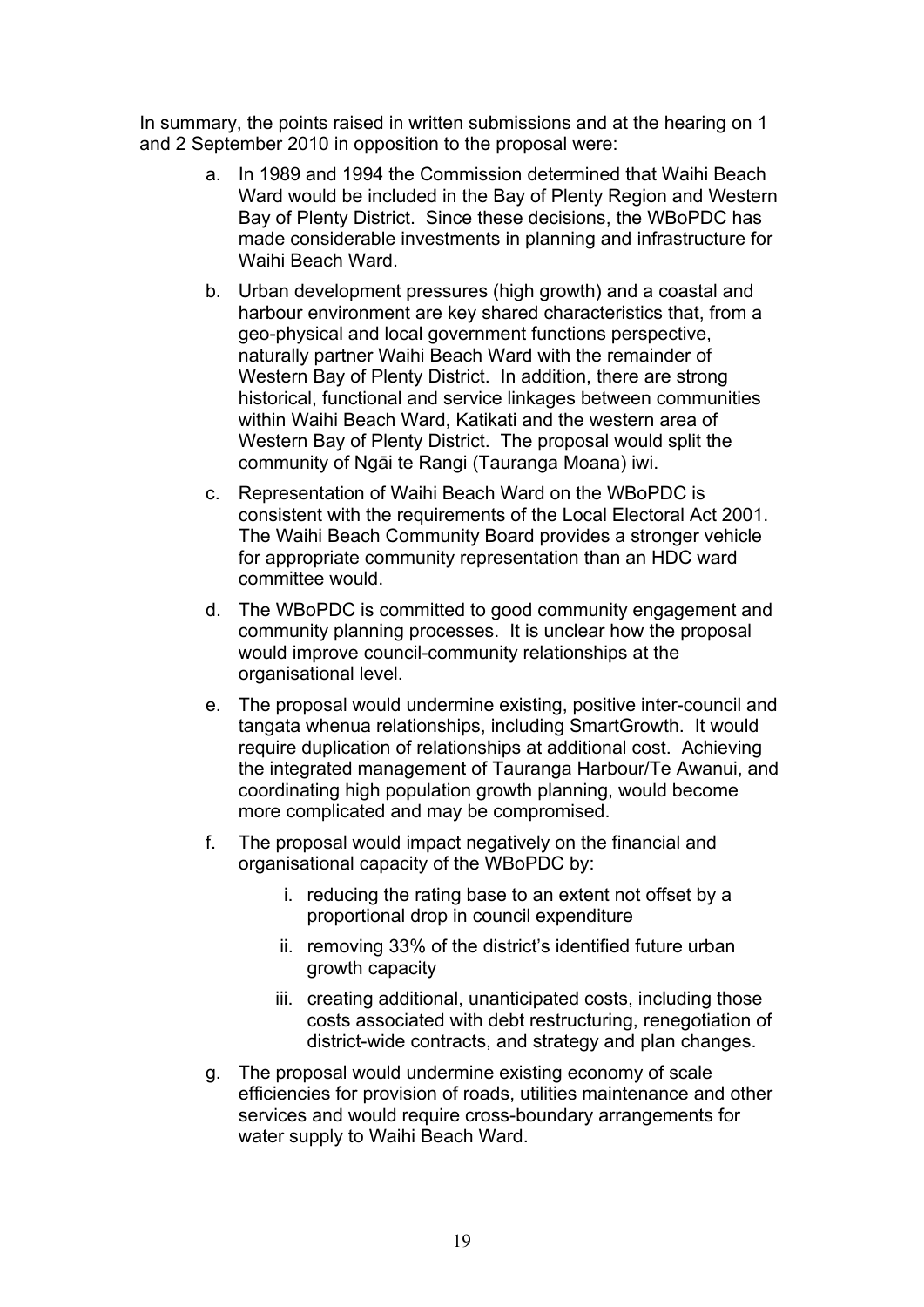In summary, the points raised in written submissions and at the hearing on 1 and 2 September 2010 in opposition to the proposal were:

a. In 1989 and 1994 the Commission determined that Waihi Beach Ward would be included in the Bay of Plenty Region and Western Bay of Plenty District. Since these decisions, the WBoPDC has made considerable investments in planning and infrastructure for Waihi Beach Ward.

b. Urban development pressures (high growth) and a coastal and harbour environment are key shared characteristics that, from a geo-physical and local government functions perspective, naturally partner Waihi Beach Ward with the remainder of Western Bay of Plenty District. In addition, there are strong historical, functional and service linkages between communities within Waihi Beach Ward, Katikati and the western area of Western Bay of Plenty District. The proposal would split the community of Ngāi te Rangi (Tauranga Moana) iwi.

c. Representation of Waihi Beach Ward on the WBoPDC is consistent with the requirements of the Local Electoral Act 2001. The Waihi Beach Community Board provides a stronger vehicle for appropriate community representation than an HDC ward committee would.

d. The WBoPDC is committed to good community engagement and community planning processes. It is unclear how the proposal would improve council-community relationships at the organisational level.

e. The proposal would undermine existing, positive inter-council and tangata whenua relationships, including SmartGrowth. It would require duplication of relationships at additional cost. Achieving the integrated management of Tauranga Harbour/Te Awanui, and coordinating high population growth planning, would become more complicated and may be compromised.

f. The proposal would impact negatively on the financial and organisational capacity of the WBoPDC by:

   i. reducing the rating base to an extent not offset by a proportional drop in council expenditure

   ii. removing 33% of the district's identified future urban growth capacity

   iii. creating additional, unanticipated costs, including those costs associated with debt restructuring, renegotiation of district-wide contracts, and strategy and plan changes.

g. The proposal would undermine existing economy of scale efficiencies for provision of roads, utilities maintenance and other services and would require cross-boundary arrangements for water supply to Waihi Beach Ward.